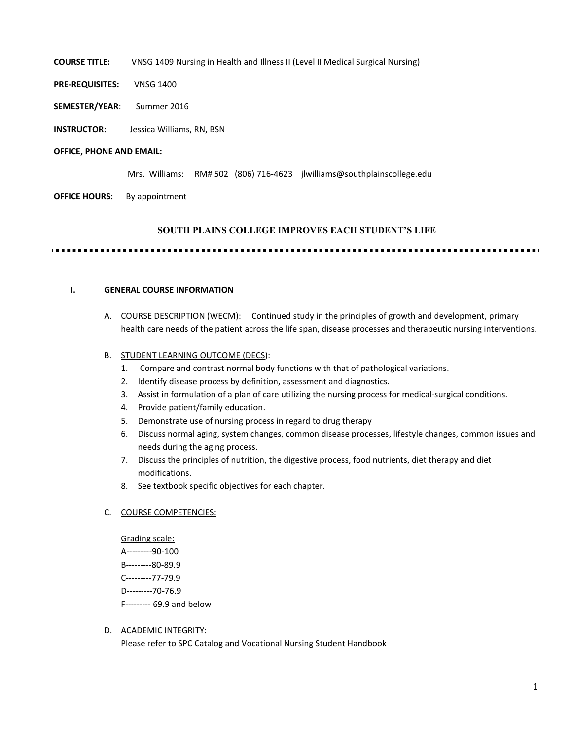**COURSE TITLE:** VNSG 1409 Nursing in Health and Illness II (Level II Medical Surgical Nursing)

**PRE-REQUISITES:** VNSG 1400

**SEMESTER/YEAR**: Summer 2016

**INSTRUCTOR:** Jessica Williams, RN, BSN

**OFFICE, PHONE AND EMAIL:**

Mrs. Williams: RM# 502 (806) 716-4623 jlwilliams@southplainscollege.edu

**OFFICE HOURS:** By appointment

**SOUTH PLAINS COLLEGE IMPROVES EACH STUDENT'S LIFE**

## I. GENERAL COURSE INFORMATION

A. COURSE DESCRIPTION (WECM): Continued study in the principles of growth and development, primary health care needs of the patient across the life span, disease processes and therapeutic nursing interventions.

B. STUDENT LEARNING OUTCOME (DECS):

1. Compare and contrast normal body functions with that of pathological variations.
2. Identify disease process by definition, assessment and diagnostics.
3. Assist in formulation of a plan of care utilizing the nursing process for medical-surgical conditions.
4. Provide patient/family education.
5. Demonstrate use of nursing process in regard to drug therapy
6. Discuss normal aging, system changes, common disease processes, lifestyle changes, common issues and needs during the aging process.
7. Discuss the principles of nutrition, the digestive process, food nutrients, diet therapy and diet modifications.
8. See textbook specific objectives for each chapter.

C. COURSE COMPETENCIES:

Grading scale:
A---------90-100
B---------80-89.9
C---------77-79.9
D---------70-76.9
F--------- 69.9 and below

D. ACADEMIC INTEGRITY:
Please refer to SPC Catalog and Vocational Nursing Student Handbook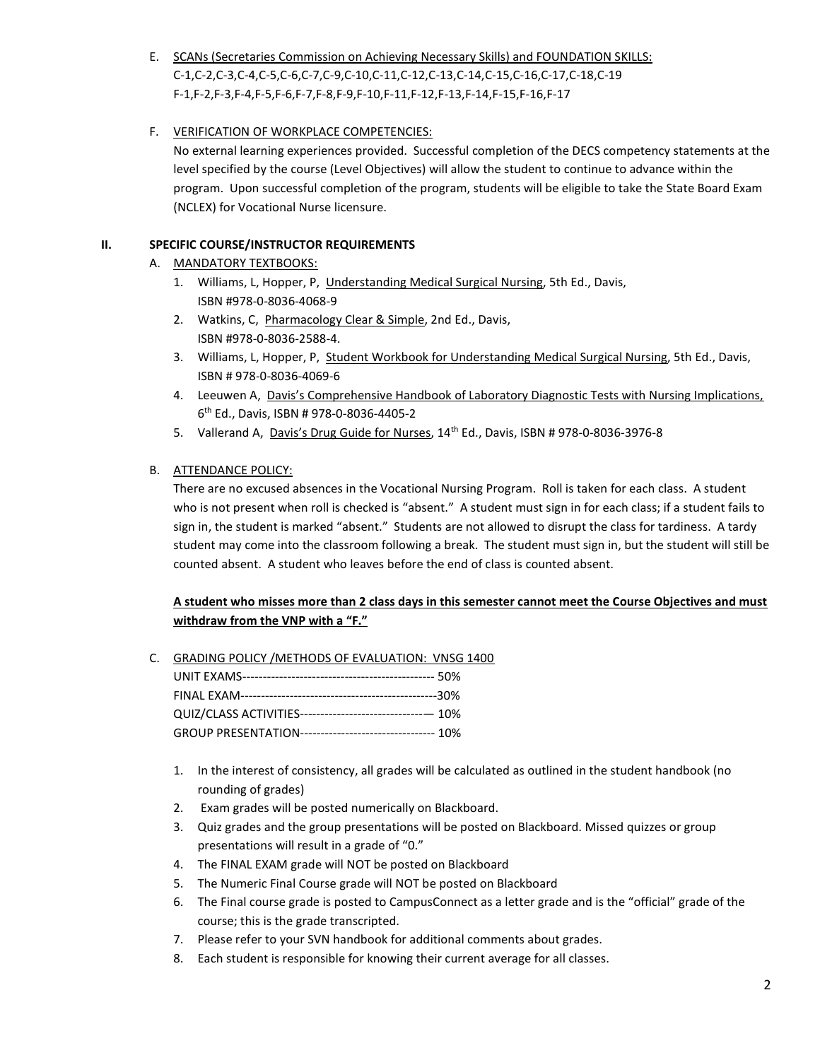E. SCANs (Secretaries Commission on Achieving Necessary Skills) and FOUNDATION SKILLS:
C-1,C-2,C-3,C-4,C-5,C-6,C-7,C-9,C-10,C-11,C-12,C-13,C-14,C-15,C-16,C-17,C-18,C-19
F-1,F-2,F-3,F-4,F-5,F-6,F-7,F-8,F-9,F-10,F-11,F-12,F-13,F-14,F-15,F-16,F-17

F. VERIFICATION OF WORKPLACE COMPETENCIES:
No external learning experiences provided. Successful completion of the DECS competency statements at the level specified by the course (Level Objectives) will allow the student to continue to advance within the program. Upon successful completion of the program, students will be eligible to take the State Board Exam (NCLEX) for Vocational Nurse licensure.

## II. SPECIFIC COURSE/INSTRUCTOR REQUIREMENTS

A. MANDATORY TEXTBOOKS:

1. Williams, L, Hopper, P, Understanding Medical Surgical Nursing, 5th Ed., Davis, ISBN #978-0-8036-4068-9
2. Watkins, C, Pharmacology Clear & Simple, 2nd Ed., Davis, ISBN #978-0-8036-2588-4.
3. Williams, L, Hopper, P, Student Workbook for Understanding Medical Surgical Nursing, 5th Ed., Davis, ISBN # 978-0-8036-4069-6
4. Leeuwen A, Davis's Comprehensive Handbook of Laboratory Diagnostic Tests with Nursing Implications, 6th Ed., Davis, ISBN # 978-0-8036-4405-2
5. Vallerand A, Davis's Drug Guide for Nurses, 14th Ed., Davis, ISBN # 978-0-8036-3976-8

B. ATTENDANCE POLICY:
There are no excused absences in the Vocational Nursing Program. Roll is taken for each class. A student who is not present when roll is checked is "absent." A student must sign in for each class; if a student fails to sign in, the student is marked "absent." Students are not allowed to disrupt the class for tardiness. A tardy student may come into the classroom following a break. The student must sign in, but the student will still be counted absent. A student who leaves before the end of class is counted absent.

**A student who misses more than 2 class days in this semester cannot meet the Course Objectives and must withdraw from the VNP with a "F."**

C. GRADING POLICY /METHODS OF EVALUATION: VNSG 1400

UNIT EXAMS------------------------------------------------ 50%
FINAL EXAM-------------------------------------------------30%
QUIZ/CLASS ACTIVITIES-------------------------------— 10%
GROUP PRESENTATION--------------------------------- 10%

1. In the interest of consistency, all grades will be calculated as outlined in the student handbook (no rounding of grades)
2. Exam grades will be posted numerically on Blackboard.
3. Quiz grades and the group presentations will be posted on Blackboard. Missed quizzes or group presentations will result in a grade of "0."
4. The FINAL EXAM grade will NOT be posted on Blackboard
5. The Numeric Final Course grade will NOT be posted on Blackboard
6. The Final course grade is posted to CampusConnect as a letter grade and is the "official" grade of the course; this is the grade transcripted.
7. Please refer to your SVN handbook for additional comments about grades.
8. Each student is responsible for knowing their current average for all classes.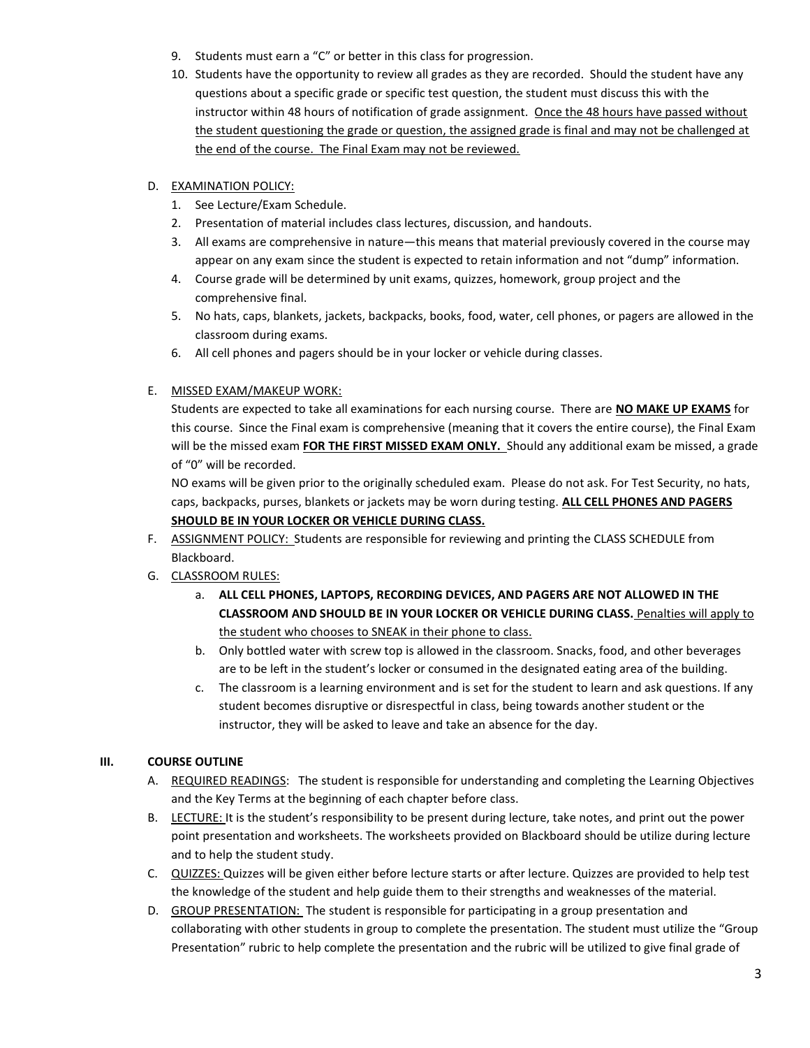9. Students must earn a "C" or better in this class for progression.
10. Students have the opportunity to review all grades as they are recorded. Should the student have any questions about a specific grade or specific test question, the student must discuss this with the instructor within 48 hours of notification of grade assignment. <u>Once the 48 hours have passed without the student questioning the grade or question, the assigned grade is final and may not be challenged at the end of the course. The Final Exam may not be reviewed.</u>

D. <u>EXAMINATION POLICY:</u>
   1. See Lecture/Exam Schedule.
   2. Presentation of material includes class lectures, discussion, and handouts.
   3. All exams are comprehensive in nature—this means that material previously covered in the course may appear on any exam since the student is expected to retain information and not "dump" information.
   4. Course grade will be determined by unit exams, quizzes, homework, group project and the comprehensive final.
   5. No hats, caps, blankets, jackets, backpacks, books, food, water, cell phones, or pagers are allowed in the classroom during exams.
   6. All cell phones and pagers should be in your locker or vehicle during classes.

E. <u>MISSED EXAM/MAKEUP WORK:</u>
   Students are expected to take all examinations for each nursing course. There are <u>**NO MAKE UP EXAMS**</u> for this course. Since the Final exam is comprehensive (meaning that it covers the entire course), the Final Exam will be the missed exam <u>**FOR THE FIRST MISSED EXAM ONLY.**</u> Should any additional exam be missed, a grade of "0" will be recorded.
   NO exams will be given prior to the originally scheduled exam. Please do not ask. For Test Security, no hats, caps, backpacks, purses, blankets or jackets may be worn during testing. <u>**ALL CELL PHONES AND PAGERS SHOULD BE IN YOUR LOCKER OR VEHICLE DURING CLASS.**</u>

F. <u>ASSIGNMENT POLICY:</u> Students are responsible for reviewing and printing the CLASS SCHEDULE from Blackboard.

G. <u>CLASSROOM RULES:</u>
   a. **ALL CELL PHONES, LAPTOPS, RECORDING DEVICES, AND PAGERS ARE NOT ALLOWED IN THE CLASSROOM AND SHOULD BE IN YOUR LOCKER OR VEHICLE DURING CLASS.** <u>Penalties will apply to the student who chooses to SNEAK in their phone to class.</u>
   b. Only bottled water with screw top is allowed in the classroom. Snacks, food, and other beverages are to be left in the student's locker or consumed in the designated eating area of the building.
   c. The classroom is a learning environment and is set for the student to learn and ask questions. If any student becomes disruptive or disrespectful in class, being towards another student or the instructor, they will be asked to leave and take an absence for the day.

## III. COURSE OUTLINE

A. <u>REQUIRED READINGS</u>: The student is responsible for understanding and completing the Learning Objectives and the Key Terms at the beginning of each chapter before class.

B. <u>LECTURE:</u> It is the student's responsibility to be present during lecture, take notes, and print out the power point presentation and worksheets. The worksheets provided on Blackboard should be utilize during lecture and to help the student study.

C. <u>QUIZZES:</u> Quizzes will be given either before lecture starts or after lecture. Quizzes are provided to help test the knowledge of the student and help guide them to their strengths and weaknesses of the material.

D. <u>GROUP PRESENTATION:</u> The student is responsible for participating in a group presentation and collaborating with other students in group to complete the presentation. The student must utilize the "Group Presentation" rubric to help complete the presentation and the rubric will be utilized to give final grade of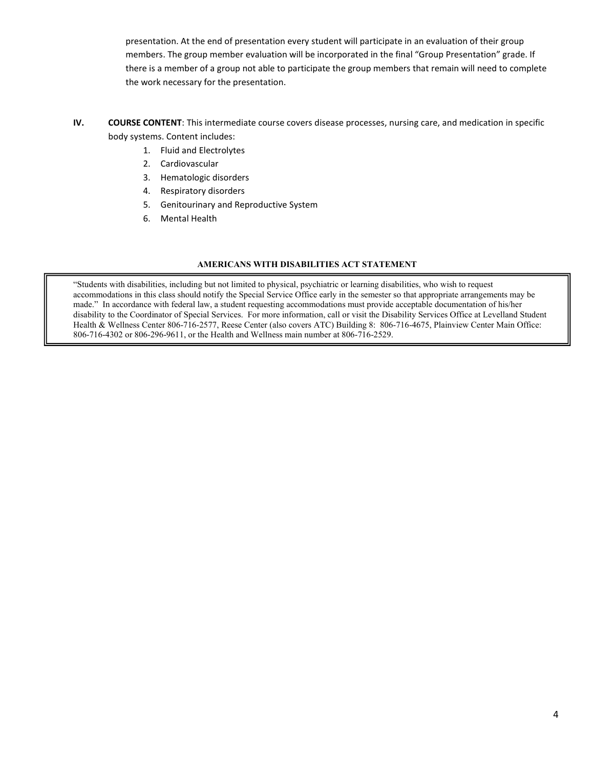presentation. At the end of presentation every student will participate in an evaluation of their group members. The group member evaluation will be incorporated in the final "Group Presentation" grade. If there is a member of a group not able to participate the group members that remain will need to complete the work necessary for the presentation.

**IV. COURSE CONTENT**: This intermediate course covers disease processes, nursing care, and medication in specific body systems. Content includes:

1. Fluid and Electrolytes
2. Cardiovascular
3. Hematologic disorders
4. Respiratory disorders
5. Genitourinary and Reproductive System
6. Mental Health

**AMERICANS WITH DISABILITIES ACT STATEMENT**

"Students with disabilities, including but not limited to physical, psychiatric or learning disabilities, who wish to request accommodations in this class should notify the Special Service Office early in the semester so that appropriate arrangements may be made." In accordance with federal law, a student requesting accommodations must provide acceptable documentation of his/her disability to the Coordinator of Special Services. For more information, call or visit the Disability Services Office at Levelland Student Health & Wellness Center 806-716-2577, Reese Center (also covers ATC) Building 8: 806-716-4675, Plainview Center Main Office: 806-716-4302 or 806-296-9611, or the Health and Wellness main number at 806-716-2529.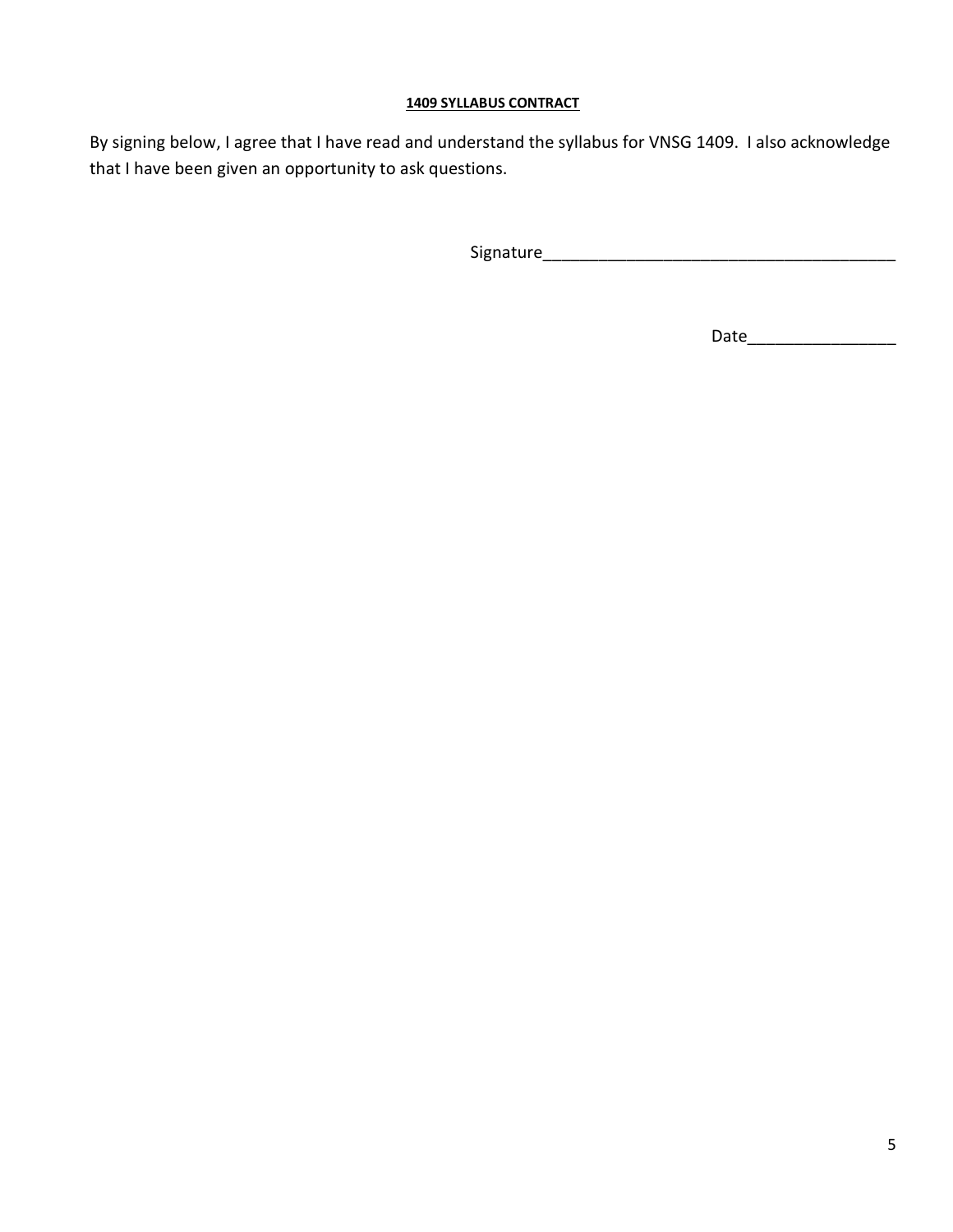**1409 SYLLABUS CONTRACT**

By signing below, I agree that I have read and understand the syllabus for VNSG 1409. I also acknowledge that I have been given an opportunity to ask questions.

Signature_______________________________________

Date________________